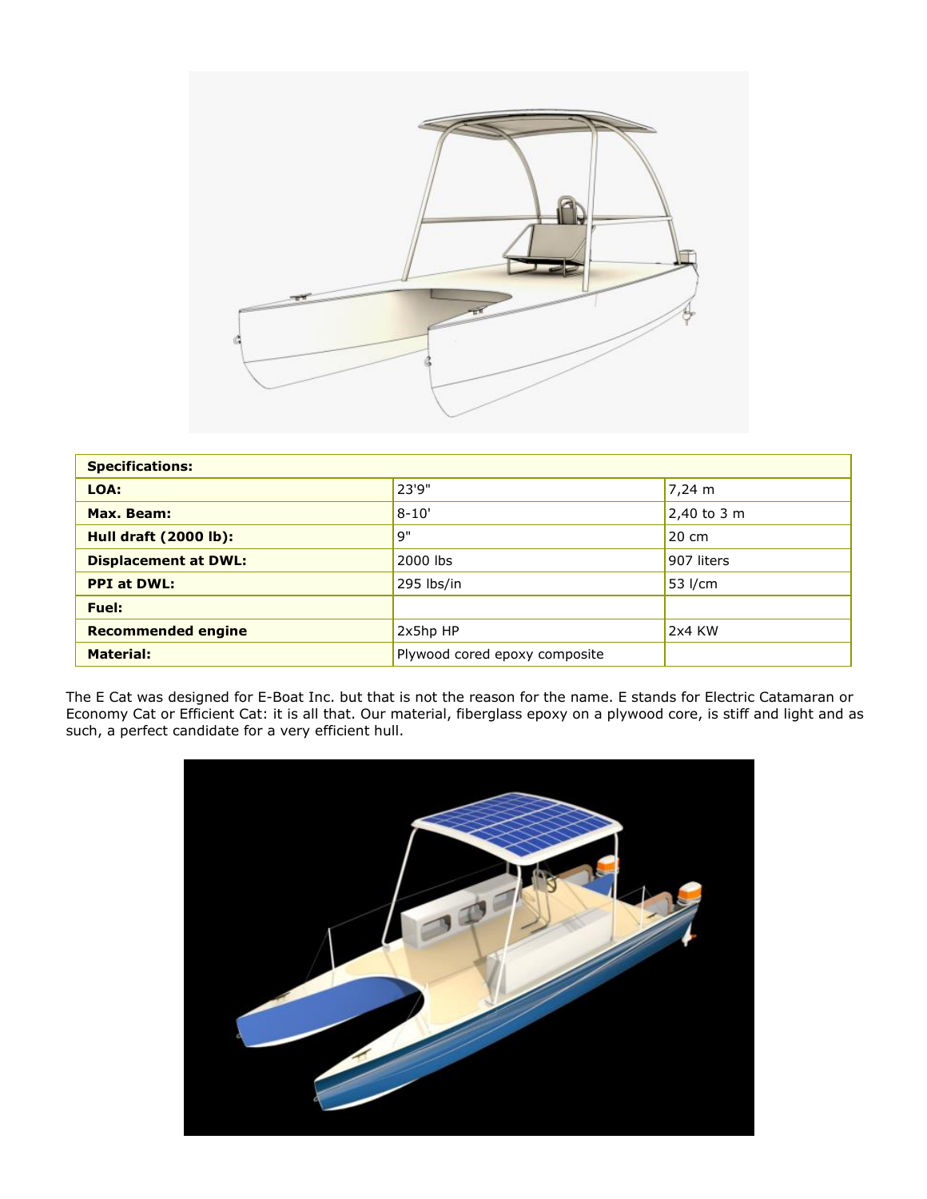| Specifications: | | |
|---|---|---|
| **LOA:** | 23'9" | 7,24 m |
| **Max. Beam:** | 8-10' | 2,40 to 3 m |
| **Hull draft (2000 lb):** | 9" | 20 cm |
| **Displacement at DWL:** | 2000 lbs | 907 liters |
| **PPI at DWL:** | 295 lbs/in | 53 l/cm |
| **Fuel:** | | |
| **Recommended engine** | 2x5hp HP | 2x4 KW |
| **Material:** | Plywood cored epoxy composite | |

The E Cat was designed for E-Boat Inc. but that is not the reason for the name. E stands for Electric Catamaran or Economy Cat or Efficient Cat: it is all that. Our material, fiberglass epoxy on a plywood core, is stiff and light and as such, a perfect candidate for a very efficient hull.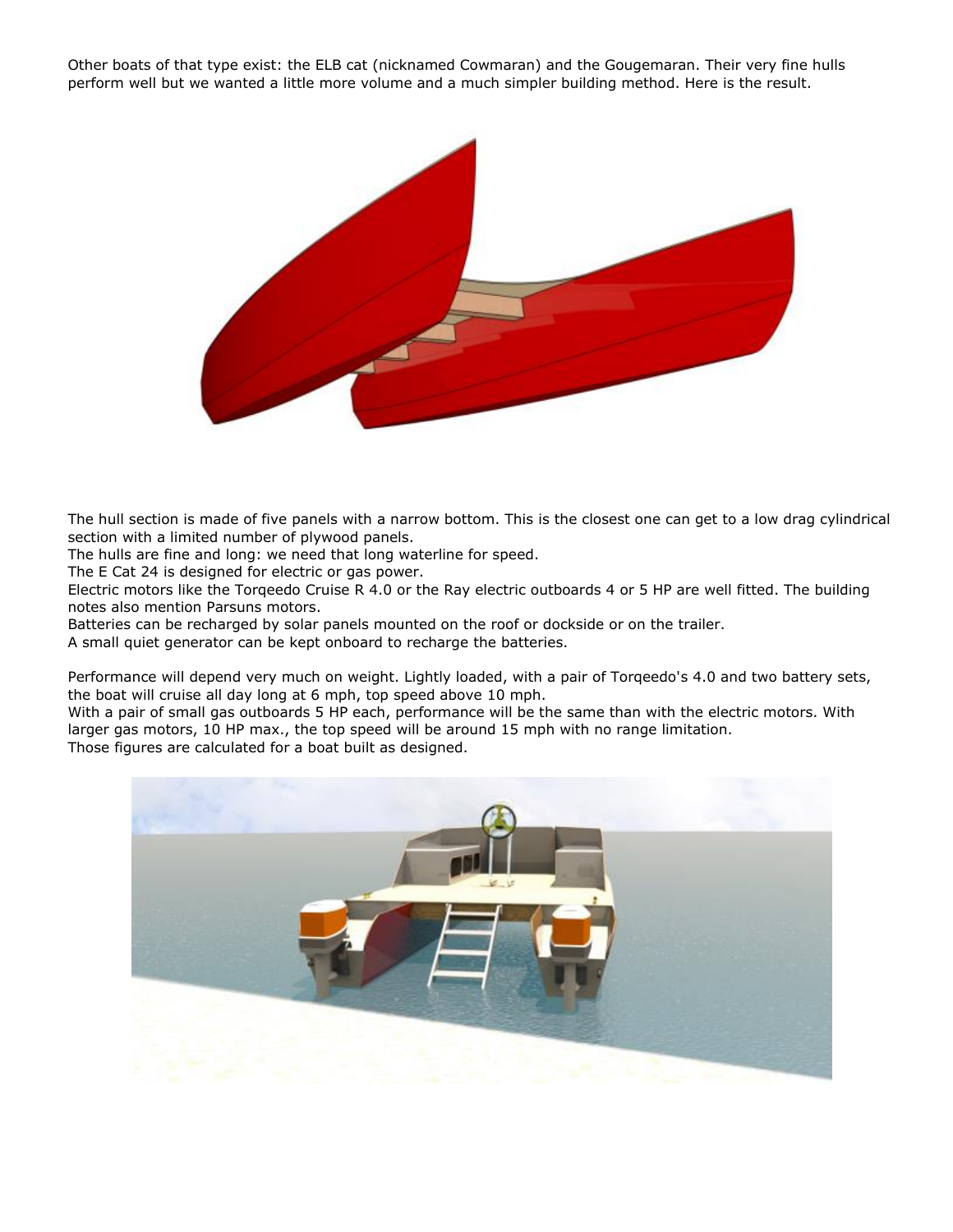Other boats of that type exist: the ELB cat (nicknamed Cowmaran) and the Gougemaran. Their very fine hulls perform well but we wanted a little more volume and a much simpler building method. Here is the result.

The hull section is made of five panels with a narrow bottom. This is the closest one can get to a low drag cylindrical section with a limited number of plywood panels.
The hulls are fine and long: we need that long waterline for speed.
The E Cat 24 is designed for electric or gas power.
Electric motors like the Torqeedo Cruise R 4.0 or the Ray electric outboards 4 or 5 HP are well fitted. The building notes also mention Parsuns motors.
Batteries can be recharged by solar panels mounted on the roof or dockside or on the trailer.
A small quiet generator can be kept onboard to recharge the batteries.

Performance will depend very much on weight. Lightly loaded, with a pair of Torqeedo's 4.0 and two battery sets, the boat will cruise all day long at 6 mph, top speed above 10 mph.
With a pair of small gas outboards 5 HP each, performance will be the same than with the electric motors. With larger gas motors, 10 HP max., the top speed will be around 15 mph with no range limitation.
Those figures are calculated for a boat built as designed.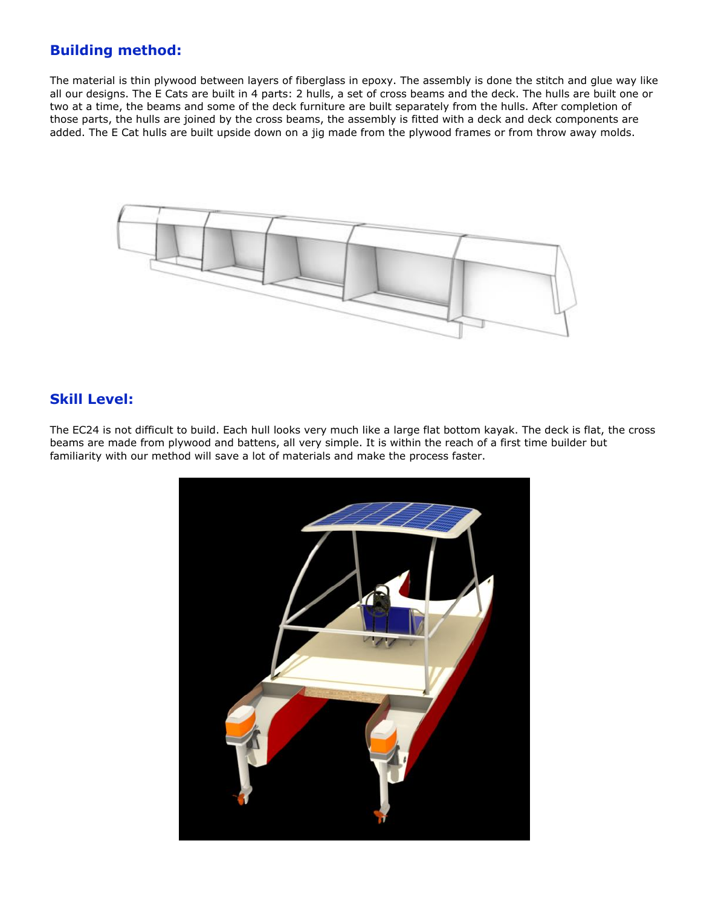## Building method:

The material is thin plywood between layers of fiberglass in epoxy. The assembly is done the stitch and glue way like all our designs. The E Cats are built in 4 parts: 2 hulls, a set of cross beams and the deck. The hulls are built one or two at a time, the beams and some of the deck furniture are built separately from the hulls. After completion of those parts, the hulls are joined by the cross beams, the assembly is fitted with a deck and deck components are added. The E Cat hulls are built upside down on a jig made from the plywood frames or from throw away molds.

## Skill Level:

The EC24 is not difficult to build. Each hull looks very much like a large flat bottom kayak. The deck is flat, the cross beams are made from plywood and battens, all very simple. It is within the reach of a first time builder but familiarity with our method will save a lot of materials and make the process faster.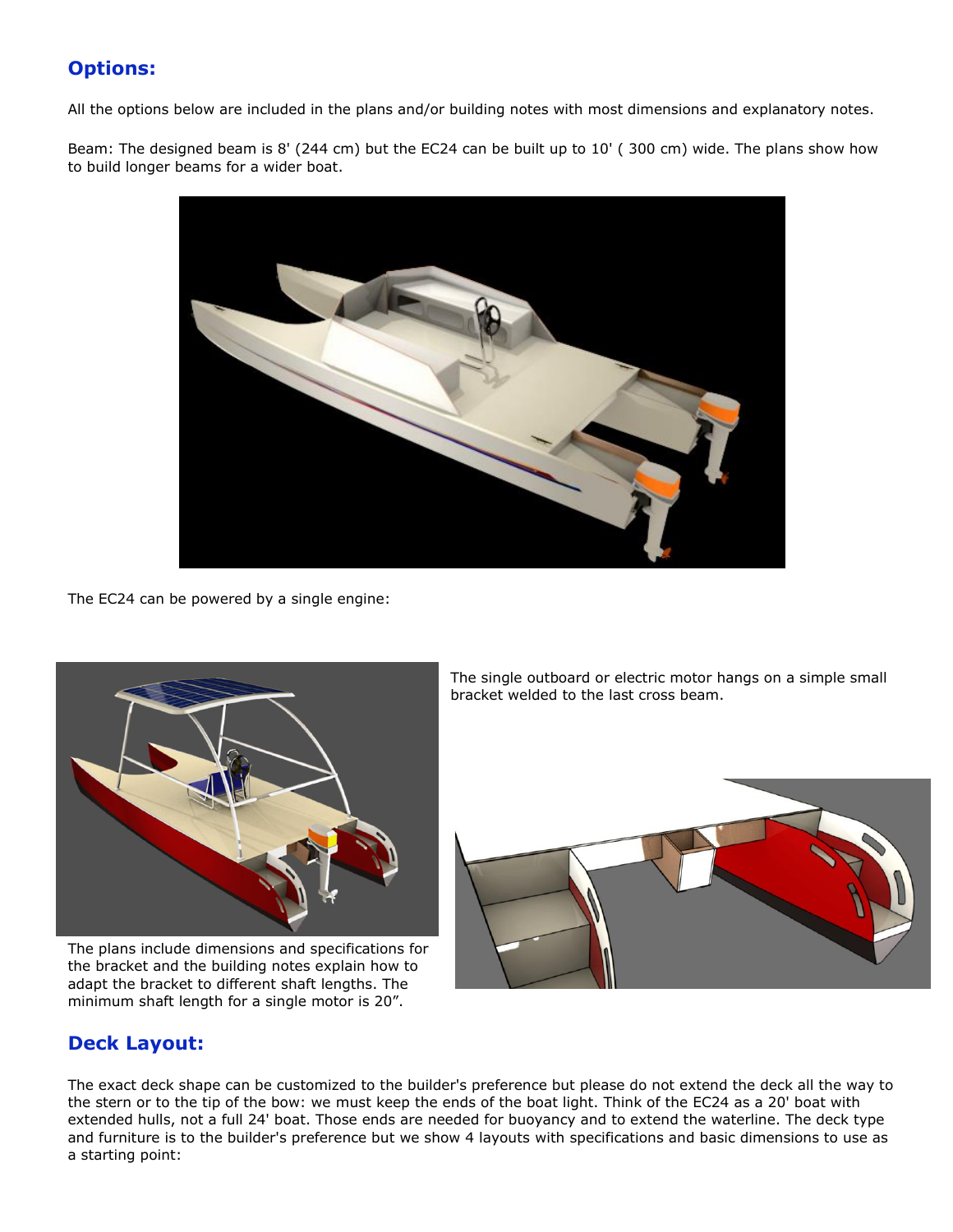## Options:

All the options below are included in the plans and/or building notes with most dimensions and explanatory notes.

Beam: The designed beam is 8' (244 cm) but the EC24 can be built up to 10' ( 300 cm) wide. The plans show how to build longer beams for a wider boat.

The EC24 can be powered by a single engine:

The single outboard or electric motor hangs on a simple small bracket welded to the last cross beam.

The plans include dimensions and specifications for the bracket and the building notes explain how to adapt the bracket to different shaft lengths. The minimum shaft length for a single motor is 20".

## Deck Layout:

The exact deck shape can be customized to the builder's preference but please do not extend the deck all the way to the stern or to the tip of the bow: we must keep the ends of the boat light. Think of the EC24 as a 20' boat with extended hulls, not a full 24' boat. Those ends are needed for buoyancy and to extend the waterline. The deck type and furniture is to the builder's preference but we show 4 layouts with specifications and basic dimensions to use as a starting point: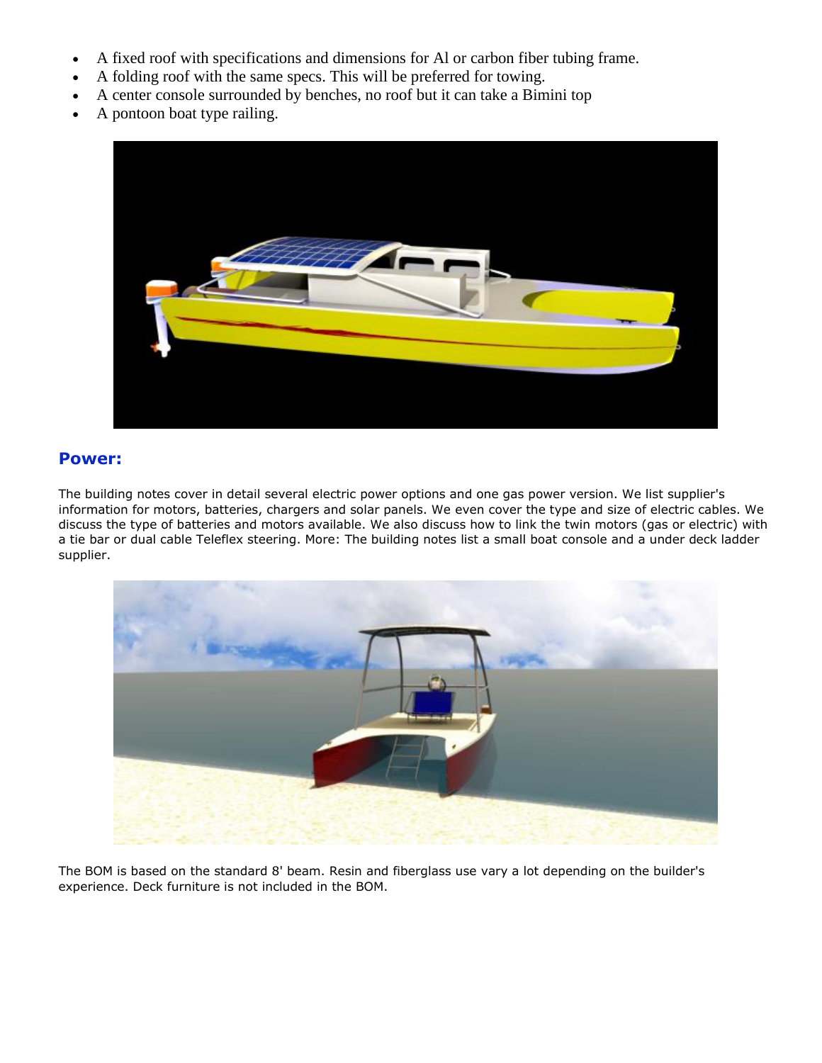- A fixed roof with specifications and dimensions for Al or carbon fiber tubing frame.
- A folding roof with the same specs. This will be preferred for towing.
- A center console surrounded by benches, no roof but it can take a Bimini top
- A pontoon boat type railing.

## Power:

The building notes cover in detail several electric power options and one gas power version. We list supplier's information for motors, batteries, chargers and solar panels. We even cover the type and size of electric cables. We discuss the type of batteries and motors available. We also discuss how to link the twin motors (gas or electric) with a tie bar or dual cable Teleflex steering. More: The building notes list a small boat console and a under deck ladder supplier.

The BOM is based on the standard 8' beam. Resin and fiberglass use vary a lot depending on the builder's experience. Deck furniture is not included in the BOM.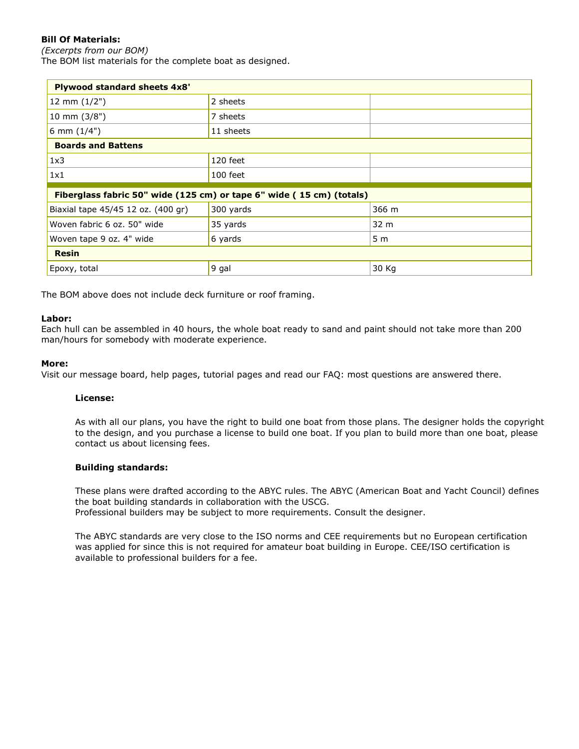**Bill Of Materials:**
*(Excerpts from our BOM)*
The BOM list materials for the complete boat as designed.

| **Plywood standard sheets 4x8'** | | |
|---|---|---|
| 12 mm (1/2") | 2 sheets | |
| 10 mm (3/8") | 7 sheets | |
| 6 mm (1/4") | 11 sheets | |
| **Boards and Battens** | | |
| 1x3 | 120 feet | |
| 1x1 | 100 feet | |
| **Fiberglass fabric 50" wide (125 cm) or tape 6" wide ( 15 cm) (totals)** | | |
| Biaxial tape 45/45 12 oz. (400 gr) | 300 yards | 366 m |
| Woven fabric 6 oz. 50" wide | 35 yards | 32 m |
| Woven tape 9 oz. 4" wide | 6 yards | 5 m |
| **Resin** | | |
| Epoxy, total | 9 gal | 30 Kg |

The BOM above does not include deck furniture or roof framing.

**Labor:**
Each hull can be assembled in 40 hours, the whole boat ready to sand and paint should not take more than 200 man/hours for somebody with moderate experience.

**More:**
Visit our message board, help pages, tutorial pages and read our FAQ: most questions are answered there.

**License:**

As with all our plans, you have the right to build one boat from those plans. The designer holds the copyright to the design, and you purchase a license to build one boat. If you plan to build more than one boat, please contact us about licensing fees.

**Building standards:**

These plans were drafted according to the ABYC rules. The ABYC (American Boat and Yacht Council) defines the boat building standards in collaboration with the USCG.
Professional builders may be subject to more requirements. Consult the designer.

The ABYC standards are very close to the ISO norms and CEE requirements but no European certification was applied for since this is not required for amateur boat building in Europe. CEE/ISO certification is available to professional builders for a fee.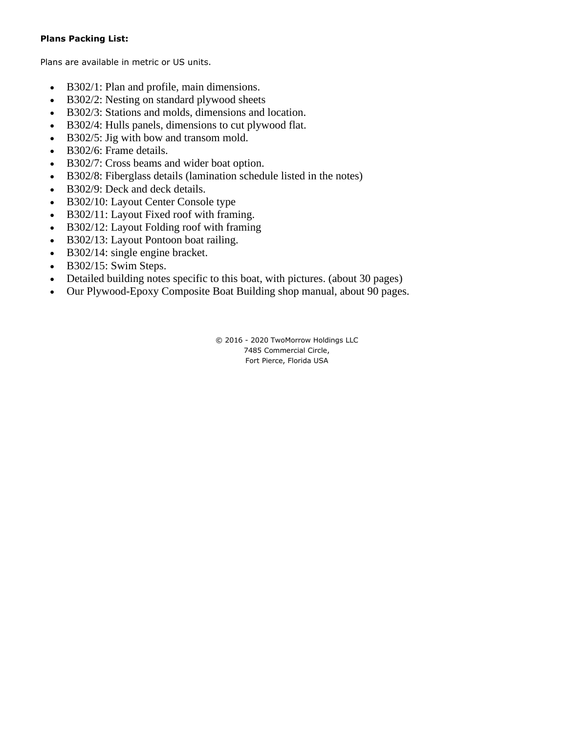**Plans Packing List:**

Plans are available in metric or US units.

- B302/1: Plan and profile, main dimensions.
- B302/2: Nesting on standard plywood sheets
- B302/3: Stations and molds, dimensions and location.
- B302/4: Hulls panels, dimensions to cut plywood flat.
- B302/5: Jig with bow and transom mold.
- B302/6: Frame details.
- B302/7: Cross beams and wider boat option.
- B302/8: Fiberglass details (lamination schedule listed in the notes)
- B302/9: Deck and deck details.
- B302/10: Layout Center Console type
- B302/11: Layout Fixed roof with framing.
- B302/12: Layout Folding roof with framing
- B302/13: Layout Pontoon boat railing.
- B302/14: single engine bracket.
- B302/15: Swim Steps.
- Detailed building notes specific to this boat, with pictures. (about 30 pages)
- Our Plywood-Epoxy Composite Boat Building shop manual, about 90 pages.

© 2016 - 2020 TwoMorrow Holdings LLC
7485 Commercial Circle,
Fort Pierce, Florida USA